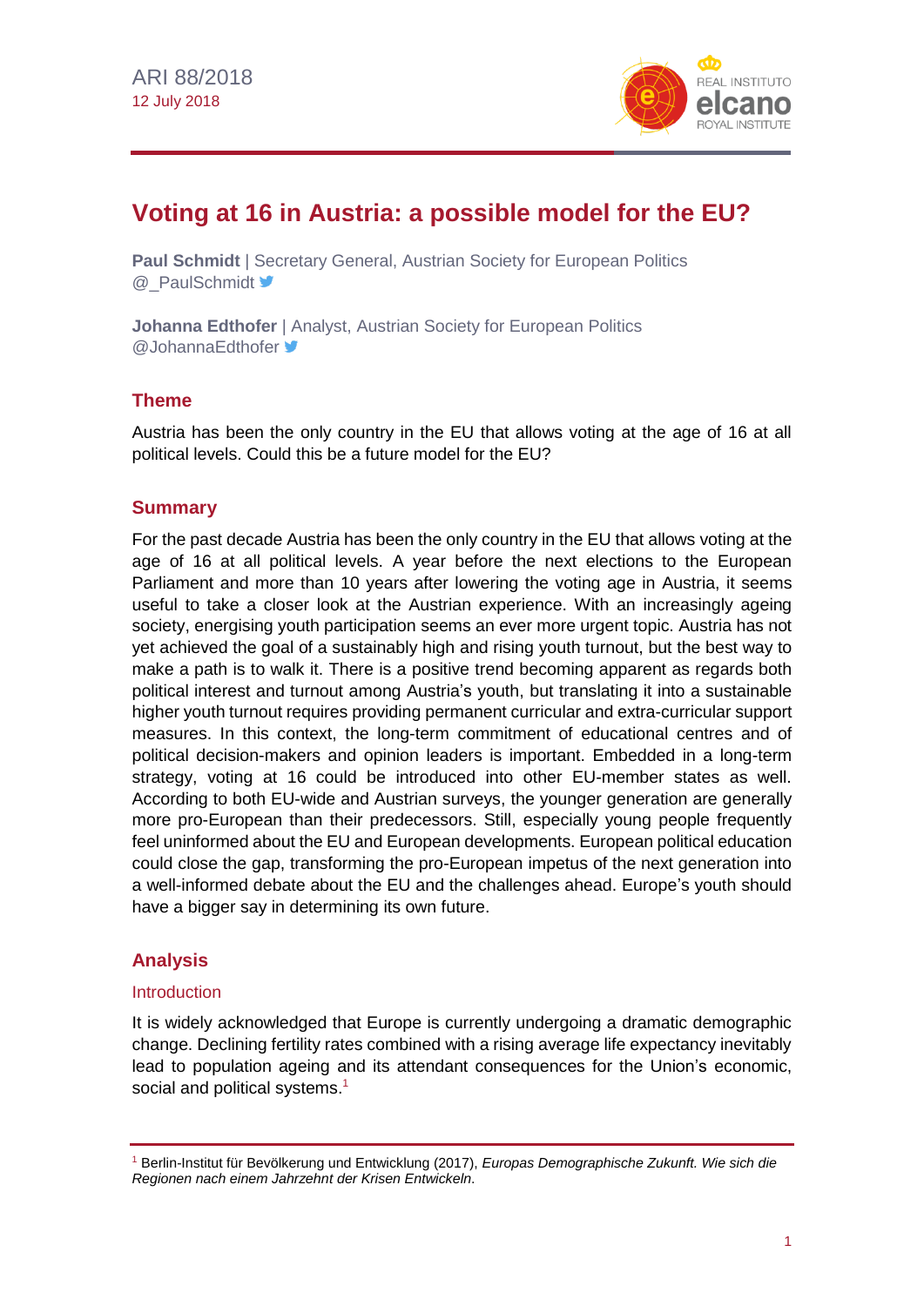ARI 88/2018
12 July 2018

# Voting at 16 in Austria: a possible model for the EU?

**Paul Schmidt** | Secretary General, Austrian Society for European Politics
@_PaulSchmidt

**Johanna Edthofer** | Analyst, Austrian Society for European Politics
@JohannaEdthofer

## Theme

Austria has been the only country in the EU that allows voting at the age of 16 at all political levels. Could this be a future model for the EU?

## Summary

For the past decade Austria has been the only country in the EU that allows voting at the age of 16 at all political levels. A year before the next elections to the European Parliament and more than 10 years after lowering the voting age in Austria, it seems useful to take a closer look at the Austrian experience. With an increasingly ageing society, energising youth participation seems an ever more urgent topic. Austria has not yet achieved the goal of a sustainably high and rising youth turnout, but the best way to make a path is to walk it. There is a positive trend becoming apparent as regards both political interest and turnout among Austria's youth, but translating it into a sustainable higher youth turnout requires providing permanent curricular and extra-curricular support measures. In this context, the long-term commitment of educational centres and of political decision-makers and opinion leaders is important. Embedded in a long-term strategy, voting at 16 could be introduced into other EU-member states as well. According to both EU-wide and Austrian surveys, the younger generation are generally more pro-European than their predecessors. Still, especially young people frequently feel uninformed about the EU and European developments. European political education could close the gap, transforming the pro-European impetus of the next generation into a well-informed debate about the EU and the challenges ahead. Europe's youth should have a bigger say in determining its own future.

## Analysis

### Introduction

It is widely acknowledged that Europe is currently undergoing a dramatic demographic change. Declining fertility rates combined with a rising average life expectancy inevitably lead to population ageing and its attendant consequences for the Union's economic, social and political systems.[1]

[1] Berlin-Institut für Bevölkerung und Entwicklung (2017), *Europas Demographische Zukunft. Wie sich die Regionen nach einem Jahrzehnt der Krisen Entwickeln*.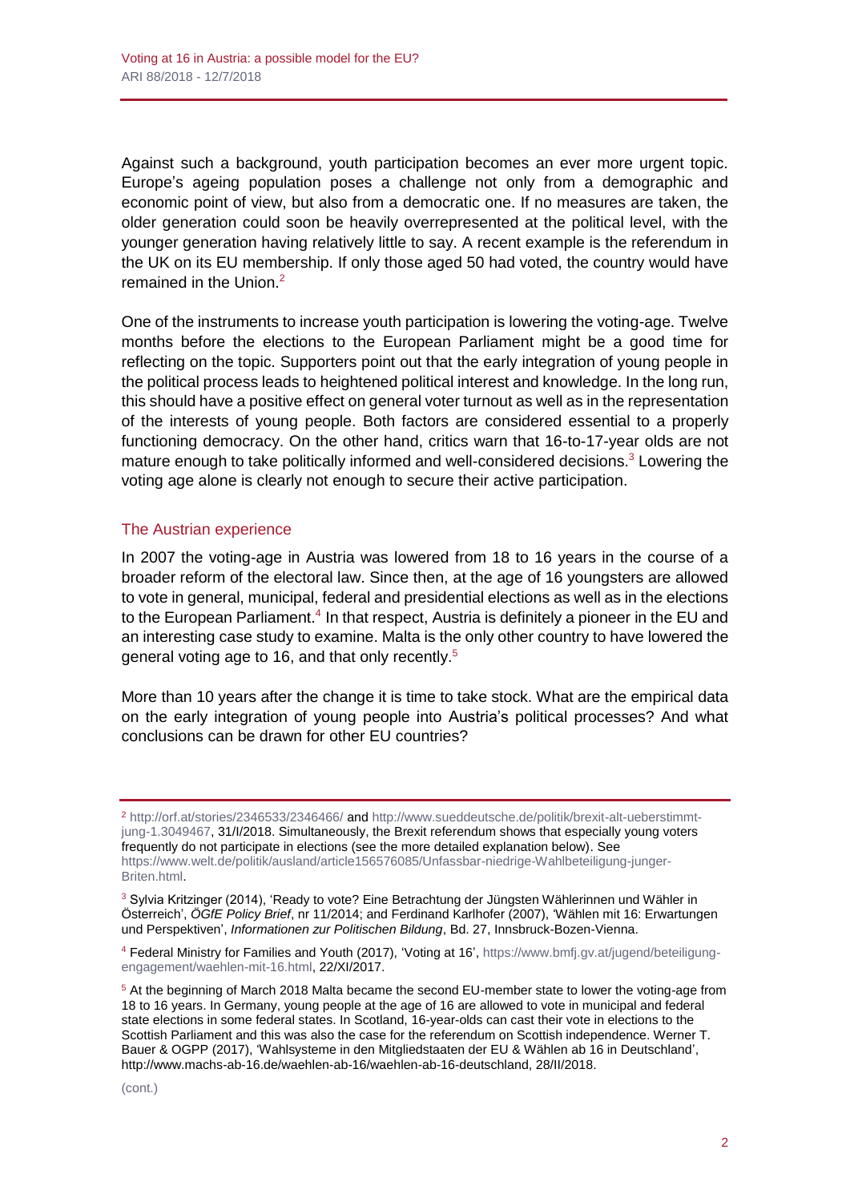Against such a background, youth participation becomes an ever more urgent topic. Europe's ageing population poses a challenge not only from a demographic and economic point of view, but also from a democratic one. If no measures are taken, the older generation could soon be heavily overrepresented at the political level, with the younger generation having relatively little to say. A recent example is the referendum in the UK on its EU membership. If only those aged 50 had voted, the country would have remained in the Union.[2]

One of the instruments to increase youth participation is lowering the voting-age. Twelve months before the elections to the European Parliament might be a good time for reflecting on the topic. Supporters point out that the early integration of young people in the political process leads to heightened political interest and knowledge. In the long run, this should have a positive effect on general voter turnout as well as in the representation of the interests of young people. Both factors are considered essential to a properly functioning democracy. On the other hand, critics warn that 16-to-17-year olds are not mature enough to take politically informed and well-considered decisions.[3] Lowering the voting age alone is clearly not enough to secure their active participation.

## The Austrian experience

In 2007 the voting-age in Austria was lowered from 18 to 16 years in the course of a broader reform of the electoral law. Since then, at the age of 16 youngsters are allowed to vote in general, municipal, federal and presidential elections as well as in the elections to the European Parliament.[4] In that respect, Austria is definitely a pioneer in the EU and an interesting case study to examine. Malta is the only other country to have lowered the general voting age to 16, and that only recently.[5]

More than 10 years after the change it is time to take stock. What are the empirical data on the early integration of young people into Austria's political processes? And what conclusions can be drawn for other EU countries?

---

[2] http://orf.at/stories/2346533/2346466/ and http://www.sueddeutsche.de/politik/brexit-alt-ueberstimmt-jung-1.3049467, 31/I/2018. Simultaneously, the Brexit referendum shows that especially young voters frequently do not participate in elections (see the more detailed explanation below). See https://www.welt.de/politik/ausland/article156576085/Unfassbar-niedrige-Wahlbeteiligung-junger-Briten.html.

[3] Sylvia Kritzinger (2014), 'Ready to vote? Eine Betrachtung der Jüngsten Wählerinnen und Wähler in Österreich', *ÖGfE Policy Brief*, nr 11/2014; and Ferdinand Karlhofer (2007), 'Wählen mit 16: Erwartungen und Perspektiven', *Informationen zur Politischen Bildung*, Bd. 27, Innsbruck-Bozen-Vienna.

[4] Federal Ministry for Families and Youth (2017), 'Voting at 16', https://www.bmfj.gv.at/jugend/beteiligung-engagement/waehlen-mit-16.html, 22/XI/2017.

[5] At the beginning of March 2018 Malta became the second EU-member state to lower the voting-age from 18 to 16 years. In Germany, young people at the age of 16 are allowed to vote in municipal and federal state elections in some federal states. In Scotland, 16-year-olds can cast their vote in elections to the Scottish Parliament and this was also the case for the referendum on Scottish independence. Werner T. Bauer & OGPP (2017), 'Wahlsysteme in den Mitgliedstaaten der EU & Wählen ab 16 in Deutschland', http://www.machs-ab-16.de/waehlen-ab-16/waehlen-ab-16-deutschland, 28/II/2018.

(cont.)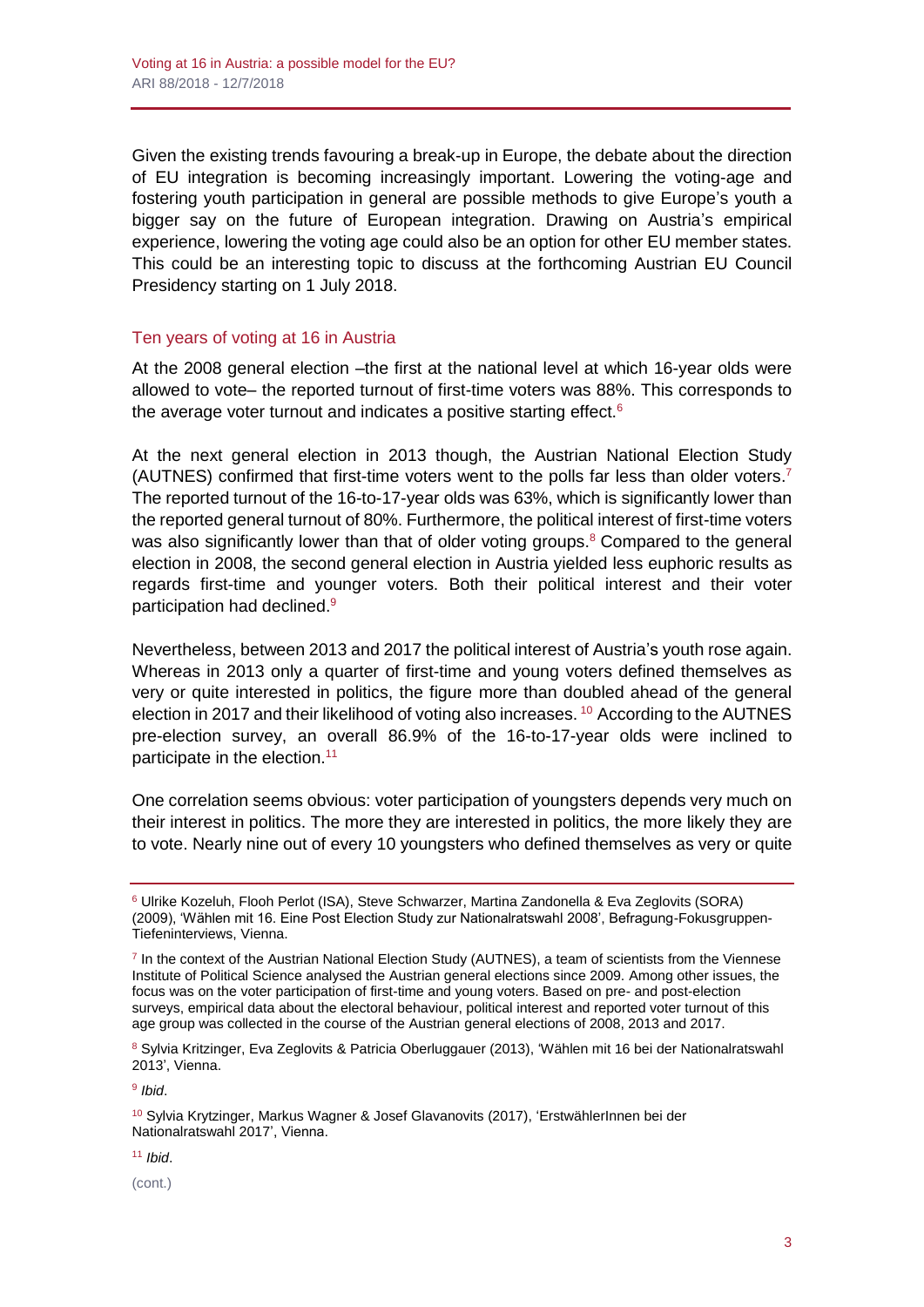Given the existing trends favouring a break-up in Europe, the debate about the direction of EU integration is becoming increasingly important. Lowering the voting-age and fostering youth participation in general are possible methods to give Europe's youth a bigger say on the future of European integration. Drawing on Austria's empirical experience, lowering the voting age could also be an option for other EU member states. This could be an interesting topic to discuss at the forthcoming Austrian EU Council Presidency starting on 1 July 2018.

## Ten years of voting at 16 in Austria

At the 2008 general election –the first at the national level at which 16-year olds were allowed to vote– the reported turnout of first-time voters was 88%. This corresponds to the average voter turnout and indicates a positive starting effect.[6]

At the next general election in 2013 though, the Austrian National Election Study (AUTNES) confirmed that first-time voters went to the polls far less than older voters.[7] The reported turnout of the 16-to-17-year olds was 63%, which is significantly lower than the reported general turnout of 80%. Furthermore, the political interest of first-time voters was also significantly lower than that of older voting groups.[8] Compared to the general election in 2008, the second general election in Austria yielded less euphoric results as regards first-time and younger voters. Both their political interest and their voter participation had declined.[9]

Nevertheless, between 2013 and 2017 the political interest of Austria's youth rose again. Whereas in 2013 only a quarter of first-time and young voters defined themselves as very or quite interested in politics, the figure more than doubled ahead of the general election in 2017 and their likelihood of voting also increases.[10] According to the AUTNES pre-election survey, an overall 86.9% of the 16-to-17-year olds were inclined to participate in the election.[11]

One correlation seems obvious: voter participation of youngsters depends very much on their interest in politics. The more they are interested in politics, the more likely they are to vote. Nearly nine out of every 10 youngsters who defined themselves as very or quite

---

[6] Ulrike Kozeluh, Flooh Perlot (ISA), Steve Schwarzer, Martina Zandonella & Eva Zeglovits (SORA) (2009), 'Wählen mit 16. Eine Post Election Study zur Nationalratswahl 2008', Befragung-Fokusgruppen-Tiefeninterviews, Vienna.

[7] In the context of the Austrian National Election Study (AUTNES), a team of scientists from the Viennese Institute of Political Science analysed the Austrian general elections since 2009. Among other issues, the focus was on the voter participation of first-time and young voters. Based on pre- and post-election surveys, empirical data about the electoral behaviour, political interest and reported voter turnout of this age group was collected in the course of the Austrian general elections of 2008, 2013 and 2017.

[8] Sylvia Kritzinger, Eva Zeglovits & Patricia Oberluggauer (2013), 'Wählen mit 16 bei der Nationalratswahl 2013', Vienna.

[9] *Ibid*.

[10] Sylvia Krytzinger, Markus Wagner & Josef Glavanovits (2017), 'ErstwählerInnen bei der Nationalratswahl 2017', Vienna.

[11] *Ibid*.

(cont.)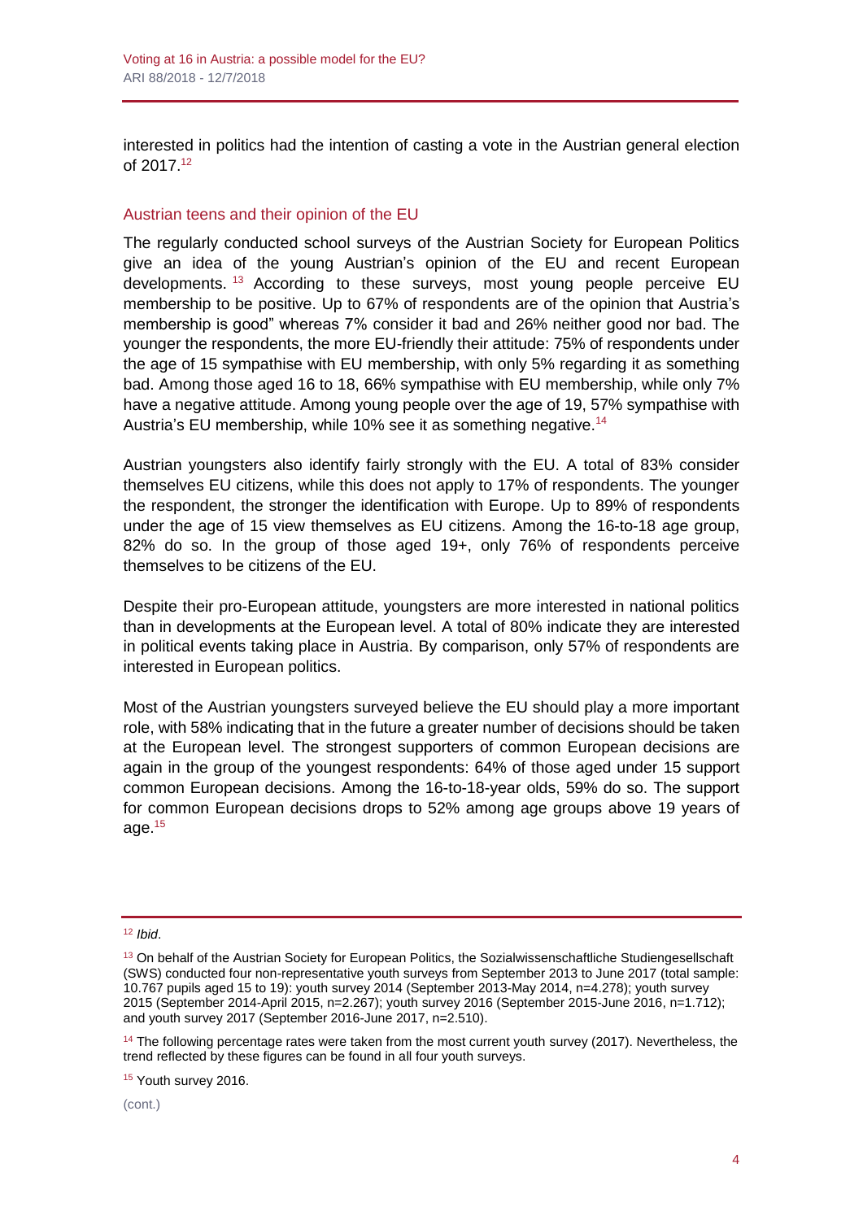interested in politics had the intention of casting a vote in the Austrian general election of 2017.[12]

## Austrian teens and their opinion of the EU

The regularly conducted school surveys of the Austrian Society for European Politics give an idea of the young Austrian's opinion of the EU and recent European developments.[13] According to these surveys, most young people perceive EU membership to be positive. Up to 67% of respondents are of the opinion that Austria's membership is good" whereas 7% consider it bad and 26% neither good nor bad. The younger the respondents, the more EU-friendly their attitude: 75% of respondents under the age of 15 sympathise with EU membership, with only 5% regarding it as something bad. Among those aged 16 to 18, 66% sympathise with EU membership, while only 7% have a negative attitude. Among young people over the age of 19, 57% sympathise with Austria's EU membership, while 10% see it as something negative.[14]

Austrian youngsters also identify fairly strongly with the EU. A total of 83% consider themselves EU citizens, while this does not apply to 17% of respondents. The younger the respondent, the stronger the identification with Europe. Up to 89% of respondents under the age of 15 view themselves as EU citizens. Among the 16-to-18 age group, 82% do so. In the group of those aged 19+, only 76% of respondents perceive themselves to be citizens of the EU.

Despite their pro-European attitude, youngsters are more interested in national politics than in developments at the European level. A total of 80% indicate they are interested in political events taking place in Austria. By comparison, only 57% of respondents are interested in European politics.

Most of the Austrian youngsters surveyed believe the EU should play a more important role, with 58% indicating that in the future a greater number of decisions should be taken at the European level. The strongest supporters of common European decisions are again in the group of the youngest respondents: 64% of those aged under 15 support common European decisions. Among the 16-to-18-year olds, 59% do so. The support for common European decisions drops to 52% among age groups above 19 years of age.[15]

---

[12] *Ibid*.

[13] On behalf of the Austrian Society for European Politics, the Sozialwissenschaftliche Studiengesellschaft (SWS) conducted four non-representative youth surveys from September 2013 to June 2017 (total sample: 10.767 pupils aged 15 to 19): youth survey 2014 (September 2013-May 2014, n=4.278); youth survey 2015 (September 2014-April 2015, n=2.267); youth survey 2016 (September 2015-June 2016, n=1.712); and youth survey 2017 (September 2016-June 2017, n=2.510).

[14] The following percentage rates were taken from the most current youth survey (2017). Nevertheless, the trend reflected by these figures can be found in all four youth surveys.

[15] Youth survey 2016.

(cont.)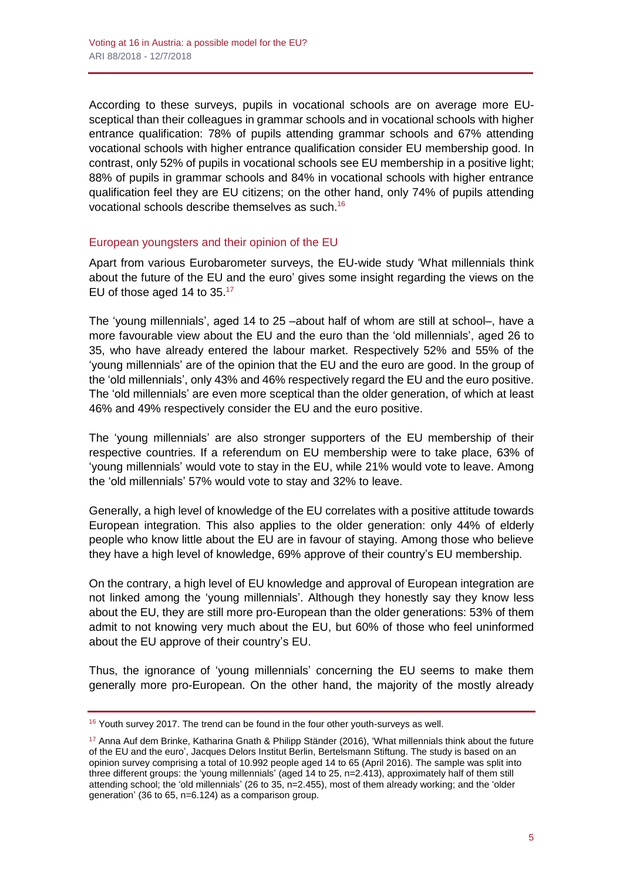According to these surveys, pupils in vocational schools are on average more EU-sceptical than their colleagues in grammar schools and in vocational schools with higher entrance qualification: 78% of pupils attending grammar schools and 67% attending vocational schools with higher entrance qualification consider EU membership good. In contrast, only 52% of pupils in vocational schools see EU membership in a positive light; 88% of pupils in grammar schools and 84% in vocational schools with higher entrance qualification feel they are EU citizens; on the other hand, only 74% of pupils attending vocational schools describe themselves as such.[16]

## European youngsters and their opinion of the EU

Apart from various Eurobarometer surveys, the EU-wide study 'What millennials think about the future of the EU and the euro' gives some insight regarding the views on the EU of those aged 14 to 35.[17]

The 'young millennials', aged 14 to 25 –about half of whom are still at school–, have a more favourable view about the EU and the euro than the 'old millennials', aged 26 to 35, who have already entered the labour market. Respectively 52% and 55% of the 'young millennials' are of the opinion that the EU and the euro are good. In the group of the 'old millennials', only 43% and 46% respectively regard the EU and the euro positive. The 'old millennials' are even more sceptical than the older generation, of which at least 46% and 49% respectively consider the EU and the euro positive.

The 'young millennials' are also stronger supporters of the EU membership of their respective countries. If a referendum on EU membership were to take place, 63% of 'young millennials' would vote to stay in the EU, while 21% would vote to leave. Among the 'old millennials' 57% would vote to stay and 32% to leave.

Generally, a high level of knowledge of the EU correlates with a positive attitude towards European integration. This also applies to the older generation: only 44% of elderly people who know little about the EU are in favour of staying. Among those who believe they have a high level of knowledge, 69% approve of their country's EU membership.

On the contrary, a high level of EU knowledge and approval of European integration are not linked among the 'young millennials'. Although they honestly say they know less about the EU, they are still more pro-European than the older generations: 53% of them admit to not knowing very much about the EU, but 60% of those who feel uninformed about the EU approve of their country's EU.

Thus, the ignorance of 'young millennials' concerning the EU seems to make them generally more pro-European. On the other hand, the majority of the mostly already

---

[16] Youth survey 2017. The trend can be found in the four other youth-surveys as well.

[17] Anna Auf dem Brinke, Katharina Gnath & Philipp Ständer (2016), 'What millennials think about the future of the EU and the euro', Jacques Delors Institut Berlin, Bertelsmann Stiftung. The study is based on an opinion survey comprising a total of 10.992 people aged 14 to 65 (April 2016). The sample was split into three different groups: the 'young millennials' (aged 14 to 25, n=2.413), approximately half of them still attending school; the 'old millennials' (26 to 35, n=2.455), most of them already working; and the 'older generation' (36 to 65, n=6.124) as a comparison group.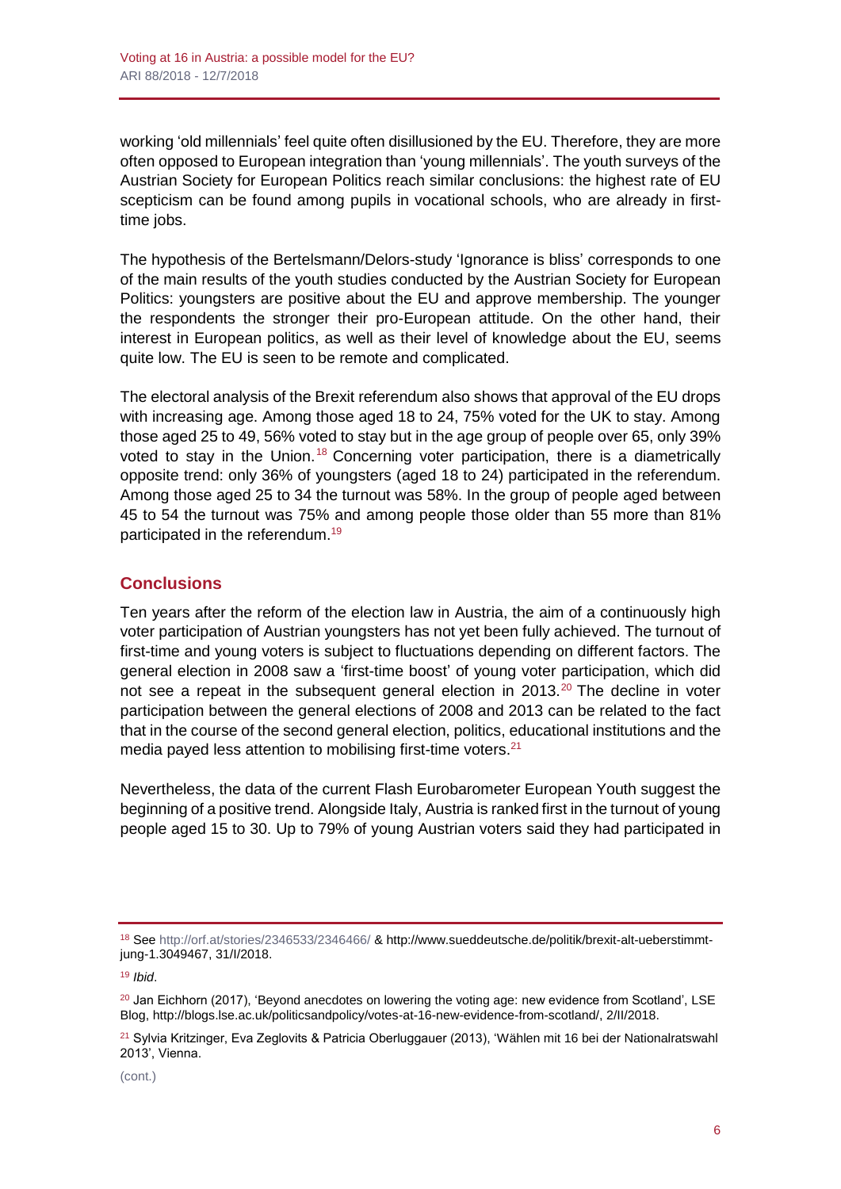working 'old millennials' feel quite often disillusioned by the EU. Therefore, they are more often opposed to European integration than 'young millennials'. The youth surveys of the Austrian Society for European Politics reach similar conclusions: the highest rate of EU scepticism can be found among pupils in vocational schools, who are already in first-time jobs.

The hypothesis of the Bertelsmann/Delors-study 'Ignorance is bliss' corresponds to one of the main results of the youth studies conducted by the Austrian Society for European Politics: youngsters are positive about the EU and approve membership. The younger the respondents the stronger their pro-European attitude. On the other hand, their interest in European politics, as well as their level of knowledge about the EU, seems quite low. The EU is seen to be remote and complicated.

The electoral analysis of the Brexit referendum also shows that approval of the EU drops with increasing age. Among those aged 18 to 24, 75% voted for the UK to stay. Among those aged 25 to 49, 56% voted to stay but in the age group of people over 65, only 39% voted to stay in the Union.[18] Concerning voter participation, there is a diametrically opposite trend: only 36% of youngsters (aged 18 to 24) participated in the referendum. Among those aged 25 to 34 the turnout was 58%. In the group of people aged between 45 to 54 the turnout was 75% and among people those older than 55 more than 81% participated in the referendum.[19]

## Conclusions

Ten years after the reform of the election law in Austria, the aim of a continuously high voter participation of Austrian youngsters has not yet been fully achieved. The turnout of first-time and young voters is subject to fluctuations depending on different factors. The general election in 2008 saw a 'first-time boost' of young voter participation, which did not see a repeat in the subsequent general election in 2013.[20] The decline in voter participation between the general elections of 2008 and 2013 can be related to the fact that in the course of the second general election, politics, educational institutions and the media payed less attention to mobilising first-time voters.[21]

Nevertheless, the data of the current Flash Eurobarometer European Youth suggest the beginning of a positive trend. Alongside Italy, Austria is ranked first in the turnout of young people aged 15 to 30. Up to 79% of young Austrian voters said they had participated in

---

[18] See http://orf.at/stories/2346533/2346466/ & http://www.sueddeutsche.de/politik/brexit-alt-ueberstimmt-jung-1.3049467, 31/I/2018.

[19] *Ibid*.

[20] Jan Eichhorn (2017), 'Beyond anecdotes on lowering the voting age: new evidence from Scotland', LSE Blog, http://blogs.lse.ac.uk/politicsandpolicy/votes-at-16-new-evidence-from-scotland/, 2/II/2018.

[21] Sylvia Kritzinger, Eva Zeglovits & Patricia Oberluggauer (2013), 'Wählen mit 16 bei der Nationalratswahl 2013', Vienna.

(cont.)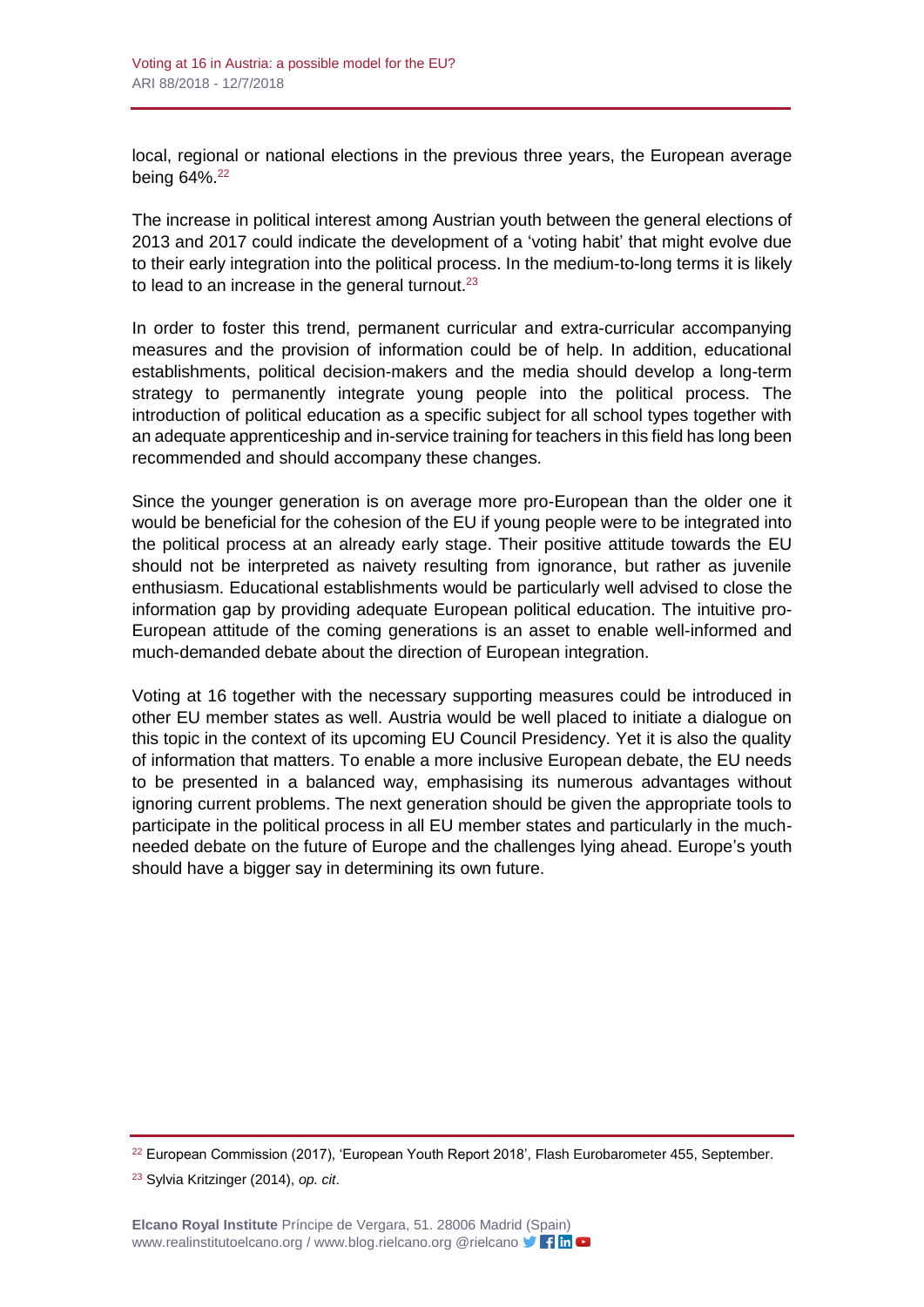local, regional or national elections in the previous three years, the European average being 64%.[22]

The increase in political interest among Austrian youth between the general elections of 2013 and 2017 could indicate the development of a 'voting habit' that might evolve due to their early integration into the political process. In the medium-to-long terms it is likely to lead to an increase in the general turnout.[23]

In order to foster this trend, permanent curricular and extra-curricular accompanying measures and the provision of information could be of help. In addition, educational establishments, political decision-makers and the media should develop a long-term strategy to permanently integrate young people into the political process. The introduction of political education as a specific subject for all school types together with an adequate apprenticeship and in-service training for teachers in this field has long been recommended and should accompany these changes.

Since the younger generation is on average more pro-European than the older one it would be beneficial for the cohesion of the EU if young people were to be integrated into the political process at an already early stage. Their positive attitude towards the EU should not be interpreted as naivety resulting from ignorance, but rather as juvenile enthusiasm. Educational establishments would be particularly well advised to close the information gap by providing adequate European political education. The intuitive pro-European attitude of the coming generations is an asset to enable well-informed and much-demanded debate about the direction of European integration.

Voting at 16 together with the necessary supporting measures could be introduced in other EU member states as well. Austria would be well placed to initiate a dialogue on this topic in the context of its upcoming EU Council Presidency. Yet it is also the quality of information that matters. To enable a more inclusive European debate, the EU needs to be presented in a balanced way, emphasising its numerous advantages without ignoring current problems. The next generation should be given the appropriate tools to participate in the political process in all EU member states and particularly in the much-needed debate on the future of Europe and the challenges lying ahead. Europe's youth should have a bigger say in determining its own future.

---

[22] European Commission (2017), 'European Youth Report 2018', Flash Eurobarometer 455, September.

[23] Sylvia Kritzinger (2014), *op. cit*.